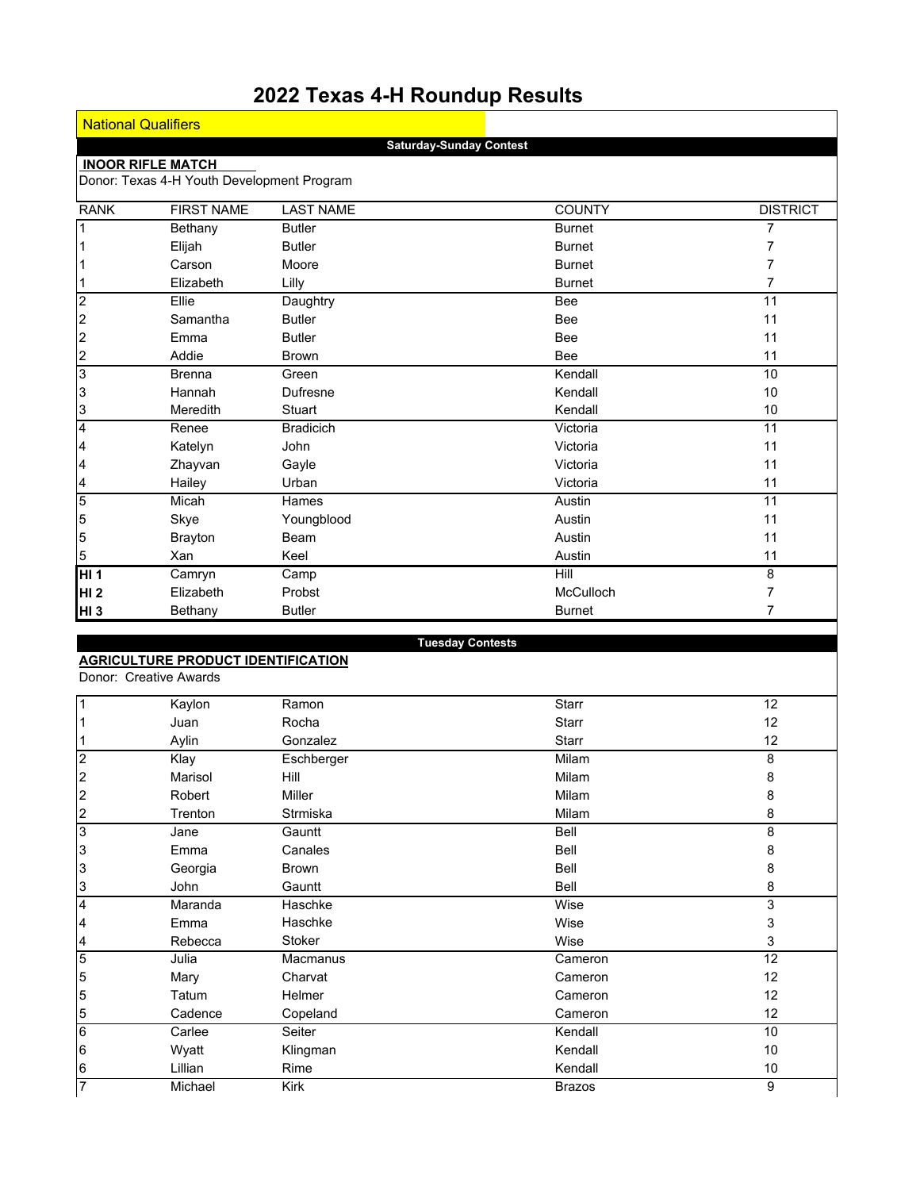# 2022 Texas 4-H Roundup Results

National Qualifiers

## Saturday-Sunday Contest

### INOOR RIFLE MATCH

Donor: Texas 4-H Youth Development Program

| RANK | FIRST NAME | LAST NAME | COUNTY | DISTRICT |
|---|---|---|---|---|
| 1 | Bethany | Butler | Burnet | 7 |
| 1 | Elijah | Butler | Burnet | 7 |
| 1 | Carson | Moore | Burnet | 7 |
| 1 | Elizabeth | Lilly | Burnet | 7 |
| 2 | Ellie | Daughtry | Bee | 11 |
| 2 | Samantha | Butler | Bee | 11 |
| 2 | Emma | Butler | Bee | 11 |
| 2 | Addie | Brown | Bee | 11 |
| 3 | Brenna | Green | Kendall | 10 |
| 3 | Hannah | Dufresne | Kendall | 10 |
| 3 | Meredith | Stuart | Kendall | 10 |
| 4 | Renee | Bradicich | Victoria | 11 |
| 4 | Katelyn | John | Victoria | 11 |
| 4 | Zhayvan | Gayle | Victoria | 11 |
| 4 | Hailey | Urban | Victoria | 11 |
| 5 | Micah | Hames | Austin | 11 |
| 5 | Skye | Youngblood | Austin | 11 |
| 5 | Brayton | Beam | Austin | 11 |
| 5 | Xan | Keel | Austin | 11 |
| **HI 1** | Camryn | Camp | Hill | 8 |
| **HI 2** | Elizabeth | Probst | McCulloch | 7 |
| **HI 3** | Bethany | Butler | Burnet | 7 |

## Tuesday Contests

### AGRICULTURE PRODUCT IDENTIFICATION

Donor: Creative Awards

| RANK | FIRST NAME | LAST NAME | COUNTY | DISTRICT |
|---|---|---|---|---|
| 1 | Kaylon | Ramon | Starr | 12 |
| 1 | Juan | Rocha | Starr | 12 |
| 1 | Aylin | Gonzalez | Starr | 12 |
| 2 | Klay | Eschberger | Milam | 8 |
| 2 | Marisol | Hill | Milam | 8 |
| 2 | Robert | Miller | Milam | 8 |
| 2 | Trenton | Strmiska | Milam | 8 |
| 3 | Jane | Gauntt | Bell | 8 |
| 3 | Emma | Canales | Bell | 8 |
| 3 | Georgia | Brown | Bell | 8 |
| 3 | John | Gauntt | Bell | 8 |
| 4 | Maranda | Haschke | Wise | 3 |
| 4 | Emma | Haschke | Wise | 3 |
| 4 | Rebecca | Stoker | Wise | 3 |
| 5 | Julia | Macmanus | Cameron | 12 |
| 5 | Mary | Charvat | Cameron | 12 |
| 5 | Tatum | Helmer | Cameron | 12 |
| 5 | Cadence | Copeland | Cameron | 12 |
| 6 | Carlee | Seiter | Kendall | 10 |
| 6 | Wyatt | Klingman | Kendall | 10 |
| 6 | Lillian | Rime | Kendall | 10 |
| 7 | Michael | Kirk | Brazos | 9 |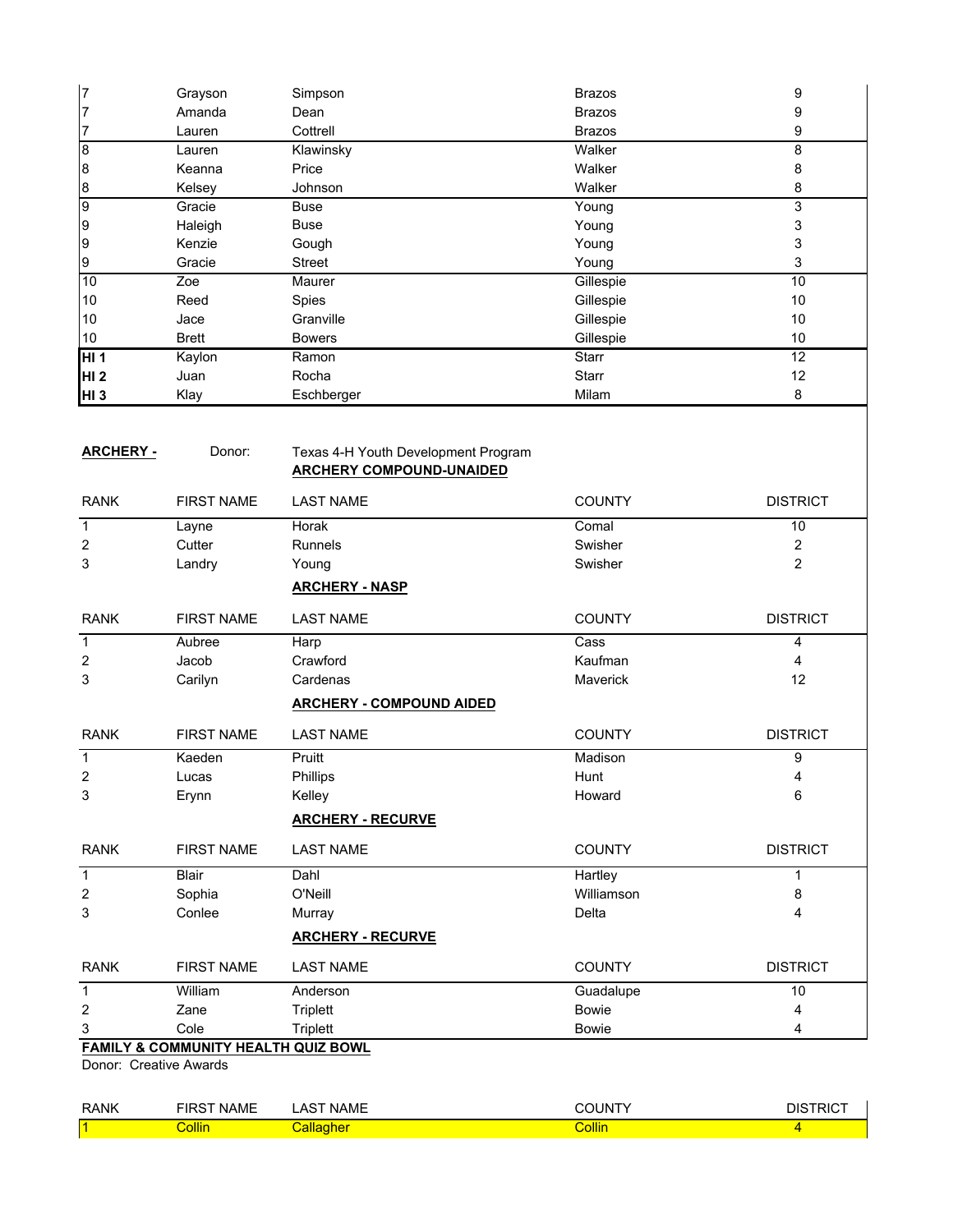| | | | | |
|---|---|---|---|---|
| 7 | Grayson | Simpson | Brazos | 9 |
| 7 | Amanda | Dean | Brazos | 9 |
| 7 | Lauren | Cottrell | Brazos | 9 |
| 8 | Lauren | Klawinsky | Walker | 8 |
| 8 | Keanna | Price | Walker | 8 |
| 8 | Kelsey | Johnson | Walker | 8 |
| 9 | Gracie | Buse | Young | 3 |
| 9 | Haleigh | Buse | Young | 3 |
| 9 | Kenzie | Gough | Young | 3 |
| 9 | Gracie | Street | Young | 3 |
| 10 | Zoe | Maurer | Gillespie | 10 |
| 10 | Reed | Spies | Gillespie | 10 |
| 10 | Jace | Granville | Gillespie | 10 |
| 10 | Brett | Bowers | Gillespie | 10 |
| **HI 1** | Kaylon | Ramon | Starr | 12 |
| **HI 2** | Juan | Rocha | Starr | 12 |
| **HI 3** | Klay | Eschberger | Milam | 8 |

**ARCHERY -** Donor: Texas 4-H Youth Development Program

**ARCHERY COMPOUND-UNAIDED**

| RANK | FIRST NAME | LAST NAME | COUNTY | DISTRICT |
|---|---|---|---|---|
| 1 | Layne | Horak | Comal | 10 |
| 2 | Cutter | Runnels | Swisher | 2 |
| 3 | Landry | Young | Swisher | 2 |

**ARCHERY - NASP**

| RANK | FIRST NAME | LAST NAME | COUNTY | DISTRICT |
|---|---|---|---|---|
| 1 | Aubree | Harp | Cass | 4 |
| 2 | Jacob | Crawford | Kaufman | 4 |
| 3 | Carilyn | Cardenas | Maverick | 12 |

**ARCHERY - COMPOUND AIDED**

| RANK | FIRST NAME | LAST NAME | COUNTY | DISTRICT |
|---|---|---|---|---|
| 1 | Kaeden | Pruitt | Madison | 9 |
| 2 | Lucas | Phillips | Hunt | 4 |
| 3 | Erynn | Kelley | Howard | 6 |

**ARCHERY - RECURVE**

| RANK | FIRST NAME | LAST NAME | COUNTY | DISTRICT |
|---|---|---|---|---|
| 1 | Blair | Dahl | Hartley | 1 |
| 2 | Sophia | O'Neill | Williamson | 8 |
| 3 | Conlee | Murray | Delta | 4 |

**ARCHERY - RECURVE**

| RANK | FIRST NAME | LAST NAME | COUNTY | DISTRICT |
|---|---|---|---|---|
| 1 | William | Anderson | Guadalupe | 10 |
| 2 | Zane | Triplett | Bowie | 4 |
| 3 | Cole | Triplett | Bowie | 4 |

**FAMILY & COMMUNITY HEALTH QUIZ BOWL**

Donor: Creative Awards

| RANK | FIRST NAME | LAST NAME | COUNTY | DISTRICT |
|---|---|---|---|---|
| 1 | Collin | Callagher | Collin | 4 |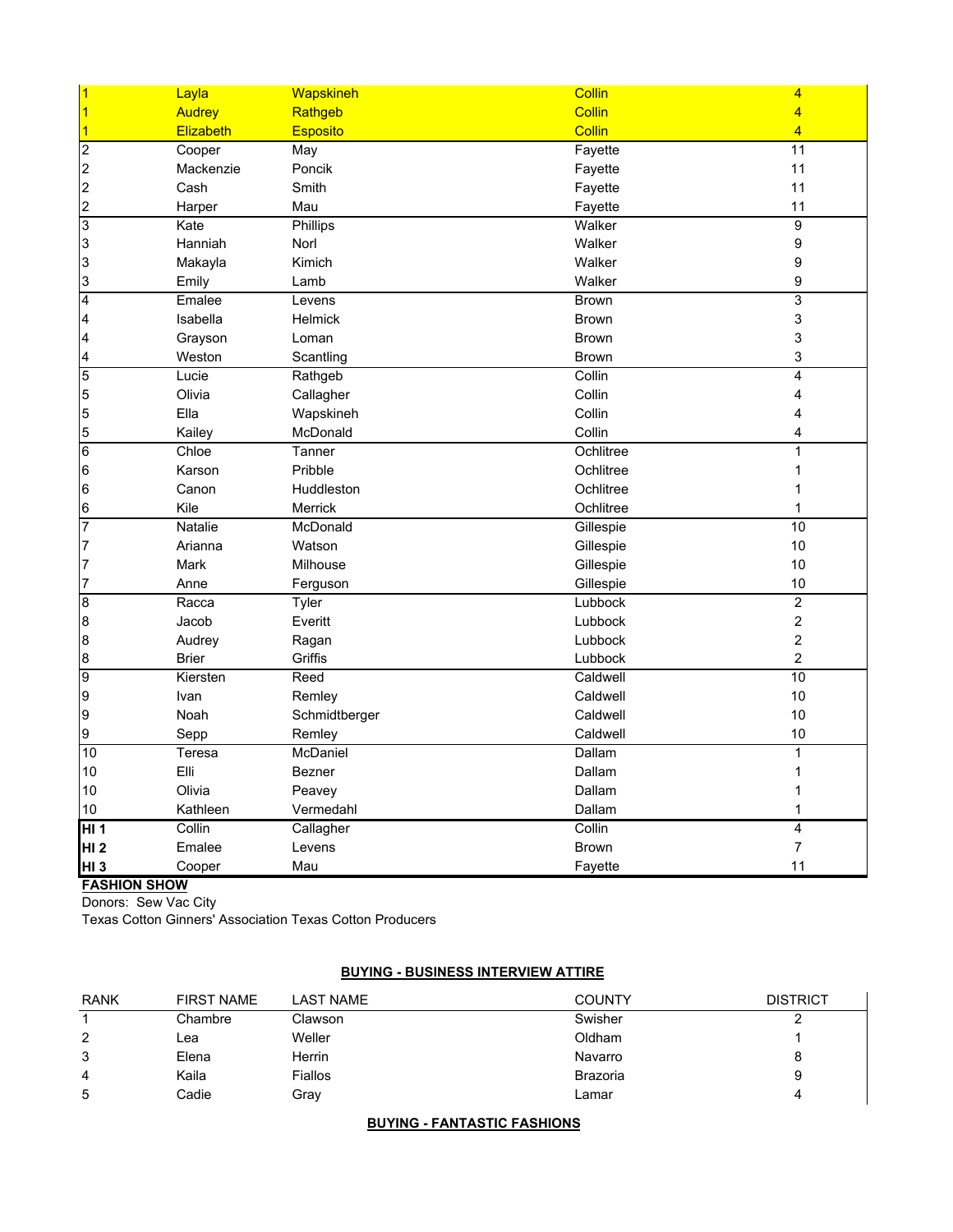| | | | | |
|---|---|---|---|---|
| 1 | Layla | Wapskineh | Collin | 4 |
| 1 | Audrey | Rathgeb | Collin | 4 |
| 1 | Elizabeth | Esposito | Collin | 4 |
| 2 | Cooper | May | Fayette | 11 |
| 2 | Mackenzie | Poncik | Fayette | 11 |
| 2 | Cash | Smith | Fayette | 11 |
| 2 | Harper | Mau | Fayette | 11 |
| 3 | Kate | Phillips | Walker | 9 |
| 3 | Hanniah | Norl | Walker | 9 |
| 3 | Makayla | Kimich | Walker | 9 |
| 3 | Emily | Lamb | Walker | 9 |
| 4 | Emalee | Levens | Brown | 3 |
| 4 | Isabella | Helmick | Brown | 3 |
| 4 | Grayson | Loman | Brown | 3 |
| 4 | Weston | Scantling | Brown | 3 |
| 5 | Lucie | Rathgeb | Collin | 4 |
| 5 | Olivia | Callagher | Collin | 4 |
| 5 | Ella | Wapskineh | Collin | 4 |
| 5 | Kailey | McDonald | Collin | 4 |
| 6 | Chloe | Tanner | Ochlitree | 1 |
| 6 | Karson | Pribble | Ochlitree | 1 |
| 6 | Canon | Huddleston | Ochlitree | 1 |
| 6 | Kile | Merrick | Ochlitree | 1 |
| 7 | Natalie | McDonald | Gillespie | 10 |
| 7 | Arianna | Watson | Gillespie | 10 |
| 7 | Mark | Milhouse | Gillespie | 10 |
| 7 | Anne | Ferguson | Gillespie | 10 |
| 8 | Racca | Tyler | Lubbock | 2 |
| 8 | Jacob | Everitt | Lubbock | 2 |
| 8 | Audrey | Ragan | Lubbock | 2 |
| 8 | Brier | Griffis | Lubbock | 2 |
| 9 | Kiersten | Reed | Caldwell | 10 |
| 9 | Ivan | Remley | Caldwell | 10 |
| 9 | Noah | Schmidtberger | Caldwell | 10 |
| 9 | Sepp | Remley | Caldwell | 10 |
| 10 | Teresa | McDaniel | Dallam | 1 |
| 10 | Elli | Bezner | Dallam | 1 |
| 10 | Olivia | Peavey | Dallam | 1 |
| 10 | Kathleen | Vermedahl | Dallam | 1 |
| **HI 1** | Collin | Callagher | Collin | 4 |
| **HI 2** | Emalee | Levens | Brown | 7 |
| **HI 3** | Cooper | Mau | Fayette | 11 |

**FASHION SHOW**

Donors: Sew Vac City

Texas Cotton Ginners' Association Texas Cotton Producers

**BUYING - BUSINESS INTERVIEW ATTIRE**

| RANK | FIRST NAME | LAST NAME | COUNTY | DISTRICT |
|---|---|---|---|---|
| 1 | Chambre | Clawson | Swisher | 2 |
| 2 | Lea | Weller | Oldham | 1 |
| 3 | Elena | Herrin | Navarro | 8 |
| 4 | Kaila | Fiallos | Brazoria | 9 |
| 5 | Cadie | Gray | Lamar | 4 |

**BUYING - FANTASTIC FASHIONS**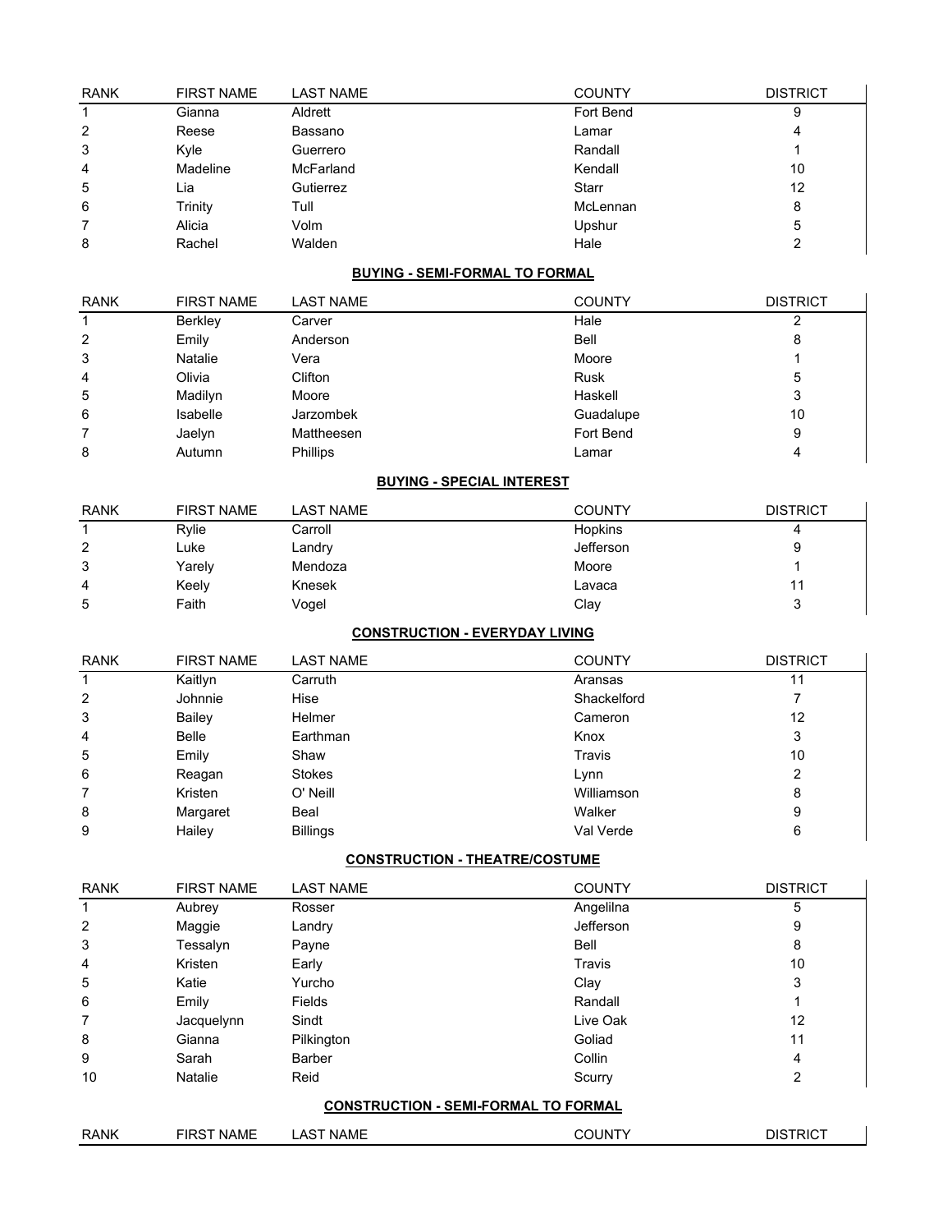| RANK | FIRST NAME | LAST NAME | COUNTY | DISTRICT |
|---|---|---|---|---|
| 1 | Gianna | Aldrett | Fort Bend | 9 |
| 2 | Reese | Bassano | Lamar | 4 |
| 3 | Kyle | Guerrero | Randall | 1 |
| 4 | Madeline | McFarland | Kendall | 10 |
| 5 | Lia | Gutierrez | Starr | 12 |
| 6 | Trinity | Tull | McLennan | 8 |
| 7 | Alicia | Volm | Upshur | 5 |
| 8 | Rachel | Walden | Hale | 2 |

**BUYING - SEMI-FORMAL TO FORMAL**

| RANK | FIRST NAME | LAST NAME | COUNTY | DISTRICT |
|---|---|---|---|---|
| 1 | Berkley | Carver | Hale | 2 |
| 2 | Emily | Anderson | Bell | 8 |
| 3 | Natalie | Vera | Moore | 1 |
| 4 | Olivia | Clifton | Rusk | 5 |
| 5 | Madilyn | Moore | Haskell | 3 |
| 6 | Isabelle | Jarzombek | Guadalupe | 10 |
| 7 | Jaelyn | Mattheesen | Fort Bend | 9 |
| 8 | Autumn | Phillips | Lamar | 4 |

**BUYING - SPECIAL INTEREST**

| RANK | FIRST NAME | LAST NAME | COUNTY | DISTRICT |
|---|---|---|---|---|
| 1 | Rylie | Carroll | Hopkins | 4 |
| 2 | Luke | Landry | Jefferson | 9 |
| 3 | Yarely | Mendoza | Moore | 1 |
| 4 | Keely | Knesek | Lavaca | 11 |
| 5 | Faith | Vogel | Clay | 3 |

**CONSTRUCTION - EVERYDAY LIVING**

| RANK | FIRST NAME | LAST NAME | COUNTY | DISTRICT |
|---|---|---|---|---|
| 1 | Kaitlyn | Carruth | Aransas | 11 |
| 2 | Johnnie | Hise | Shackelford | 7 |
| 3 | Bailey | Helmer | Cameron | 12 |
| 4 | Belle | Earthman | Knox | 3 |
| 5 | Emily | Shaw | Travis | 10 |
| 6 | Reagan | Stokes | Lynn | 2 |
| 7 | Kristen | O' Neill | Williamson | 8 |
| 8 | Margaret | Beal | Walker | 9 |
| 9 | Hailey | Billings | Val Verde | 6 |

**CONSTRUCTION - THEATRE/COSTUME**

| RANK | FIRST NAME | LAST NAME | COUNTY | DISTRICT |
|---|---|---|---|---|
| 1 | Aubrey | Rosser | Angelilna | 5 |
| 2 | Maggie | Landry | Jefferson | 9 |
| 3 | Tessalyn | Payne | Bell | 8 |
| 4 | Kristen | Early | Travis | 10 |
| 5 | Katie | Yurcho | Clay | 3 |
| 6 | Emily | Fields | Randall | 1 |
| 7 | Jacquelynn | Sindt | Live Oak | 12 |
| 8 | Gianna | Pilkington | Goliad | 11 |
| 9 | Sarah | Barber | Collin | 4 |
| 10 | Natalie | Reid | Scurry | 2 |

**CONSTRUCTION - SEMI-FORMAL TO FORMAL**

| RANK | FIRST NAME | LAST NAME | COUNTY | DISTRICT |
|---|---|---|---|---|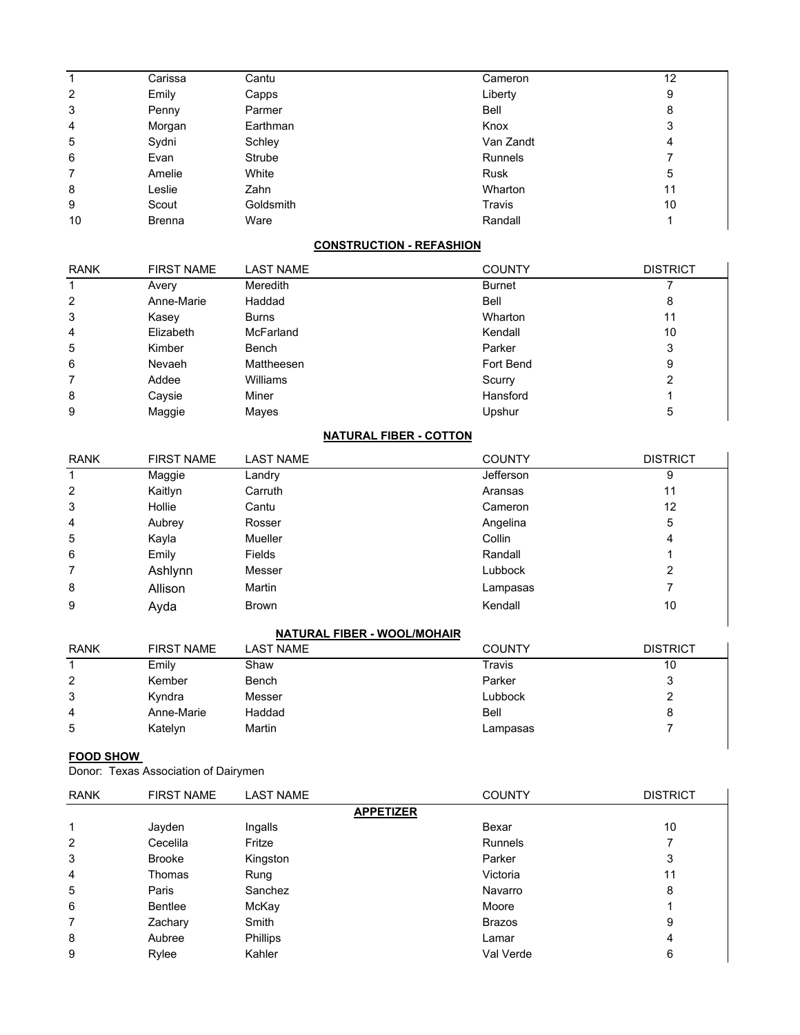| RANK | FIRST NAME | LAST NAME | COUNTY | DISTRICT |
|---|---|---|---|---|
| 1 | Carissa | Cantu | Cameron | 12 |
| 2 | Emily | Capps | Liberty | 9 |
| 3 | Penny | Parmer | Bell | 8 |
| 4 | Morgan | Earthman | Knox | 3 |
| 5 | Sydni | Schley | Van Zandt | 4 |
| 6 | Evan | Strube | Runnels | 7 |
| 7 | Amelie | White | Rusk | 5 |
| 8 | Leslie | Zahn | Wharton | 11 |
| 9 | Scout | Goldsmith | Travis | 10 |
| 10 | Brenna | Ware | Randall | 1 |

**CONSTRUCTION - REFASHION**

| RANK | FIRST NAME | LAST NAME | COUNTY | DISTRICT |
|---|---|---|---|---|
| 1 | Avery | Meredith | Burnet | 7 |
| 2 | Anne-Marie | Haddad | Bell | 8 |
| 3 | Kasey | Burns | Wharton | 11 |
| 4 | Elizabeth | McFarland | Kendall | 10 |
| 5 | Kimber | Bench | Parker | 3 |
| 6 | Nevaeh | Mattheesen | Fort Bend | 9 |
| 7 | Addee | Williams | Scurry | 2 |
| 8 | Caysie | Miner | Hansford | 1 |
| 9 | Maggie | Mayes | Upshur | 5 |

**NATURAL FIBER - COTTON**

| RANK | FIRST NAME | LAST NAME | COUNTY | DISTRICT |
|---|---|---|---|---|
| 1 | Maggie | Landry | Jefferson | 9 |
| 2 | Kaitlyn | Carruth | Aransas | 11 |
| 3 | Hollie | Cantu | Cameron | 12 |
| 4 | Aubrey | Rosser | Angelina | 5 |
| 5 | Kayla | Mueller | Collin | 4 |
| 6 | Emily | Fields | Randall | 1 |
| 7 | Ashlynn | Messer | Lubbock | 2 |
| 8 | Allison | Martin | Lampasas | 7 |
| 9 | Ayda | Brown | Kendall | 10 |

**NATURAL FIBER - WOOL/MOHAIR**

| RANK | FIRST NAME | LAST NAME | COUNTY | DISTRICT |
|---|---|---|---|---|
| 1 | Emily | Shaw | Travis | 10 |
| 2 | Kember | Bench | Parker | 3 |
| 3 | Kyndra | Messer | Lubbock | 2 |
| 4 | Anne-Marie | Haddad | Bell | 8 |
| 5 | Katelyn | Martin | Lampasas | 7 |

**FOOD SHOW**

Donor: Texas Association of Dairymen

**APPETIZER**

| RANK | FIRST NAME | LAST NAME | COUNTY | DISTRICT |
|---|---|---|---|---|
| 1 | Jayden | Ingalls | Bexar | 10 |
| 2 | Cecelila | Fritze | Runnels | 7 |
| 3 | Brooke | Kingston | Parker | 3 |
| 4 | Thomas | Rung | Victoria | 11 |
| 5 | Paris | Sanchez | Navarro | 8 |
| 6 | Bentlee | McKay | Moore | 1 |
| 7 | Zachary | Smith | Brazos | 9 |
| 8 | Aubree | Phillips | Lamar | 4 |
| 9 | Rylee | Kahler | Val Verde | 6 |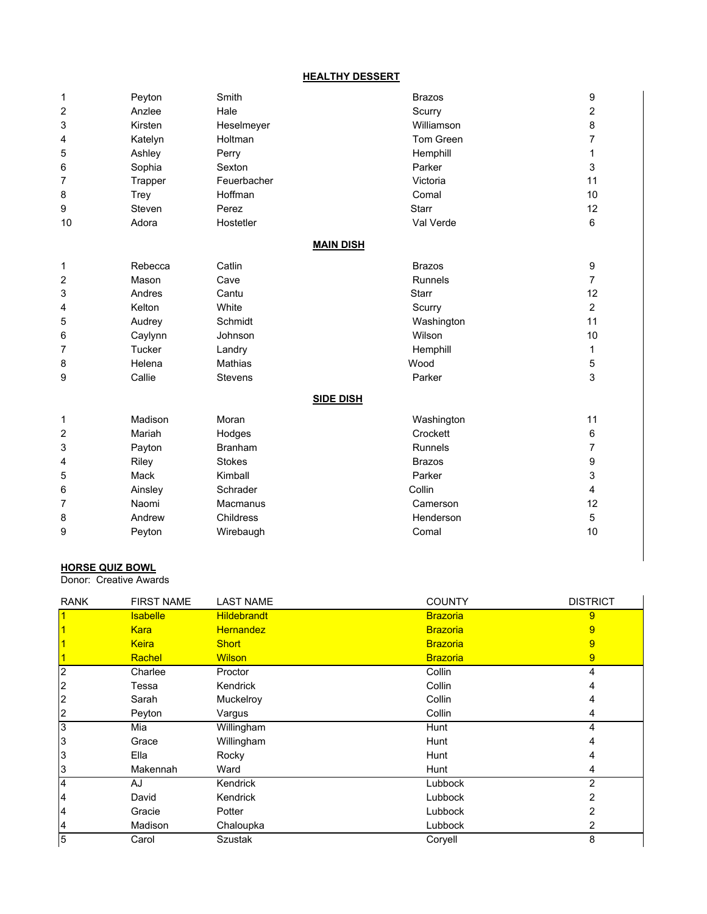## HEALTHY DESSERT

| | | | | |
|---|---|---|---|---|
| 1 | Peyton | Smith | Brazos | 9 |
| 2 | Anzlee | Hale | Scurry | 2 |
| 3 | Kirsten | Heselmeyer | Williamson | 8 |
| 4 | Katelyn | Holtman | Tom Green | 7 |
| 5 | Ashley | Perry | Hemphill | 1 |
| 6 | Sophia | Sexton | Parker | 3 |
| 7 | Trapper | Feuerbacher | Victoria | 11 |
| 8 | Trey | Hoffman | Comal | 10 |
| 9 | Steven | Perez | Starr | 12 |
| 10 | Adora | Hostetler | Val Verde | 6 |

## MAIN DISH

| | | | | |
|---|---|---|---|---|
| 1 | Rebecca | Catlin | Brazos | 9 |
| 2 | Mason | Cave | Runnels | 7 |
| 3 | Andres | Cantu | Starr | 12 |
| 4 | Kelton | White | Scurry | 2 |
| 5 | Audrey | Schmidt | Washington | 11 |
| 6 | Caylynn | Johnson | Wilson | 10 |
| 7 | Tucker | Landry | Hemphill | 1 |
| 8 | Helena | Mathias | Wood | 5 |
| 9 | Callie | Stevens | Parker | 3 |

## SIDE DISH

| | | | | |
|---|---|---|---|---|
| 1 | Madison | Moran | Washington | 11 |
| 2 | Mariah | Hodges | Crockett | 6 |
| 3 | Payton | Branham | Runnels | 7 |
| 4 | Riley | Stokes | Brazos | 9 |
| 5 | Mack | Kimball | Parker | 3 |
| 6 | Ainsley | Schrader | Collin | 4 |
| 7 | Naomi | Macmanus | Camerson | 12 |
| 8 | Andrew | Childress | Henderson | 5 |
| 9 | Peyton | Wirebaugh | Comal | 10 |

## HORSE QUIZ BOWL

Donor: Creative Awards

| RANK | FIRST NAME | LAST NAME | COUNTY | DISTRICT |
|---|---|---|---|---|
| 1 | Isabelle | Hildebrandt | Brazoria | 9 |
| 1 | Kara | Hernandez | Brazoria | 9 |
| 1 | Keira | Short | Brazoria | 9 |
| 1 | Rachel | Wilson | Brazoria | 9 |
| 2 | Charlee | Proctor | Collin | 4 |
| 2 | Tessa | Kendrick | Collin | 4 |
| 2 | Sarah | Muckelroy | Collin | 4 |
| 2 | Peyton | Vargus | Collin | 4 |
| 3 | Mia | Willingham | Hunt | 4 |
| 3 | Grace | Willingham | Hunt | 4 |
| 3 | Ella | Rocky | Hunt | 4 |
| 3 | Makennah | Ward | Hunt | 4 |
| 4 | AJ | Kendrick | Lubbock | 2 |
| 4 | David | Kendrick | Lubbock | 2 |
| 4 | Gracie | Potter | Lubbock | 2 |
| 4 | Madison | Chaloupka | Lubbock | 2 |
| 5 | Carol | Szustak | Coryell | 8 |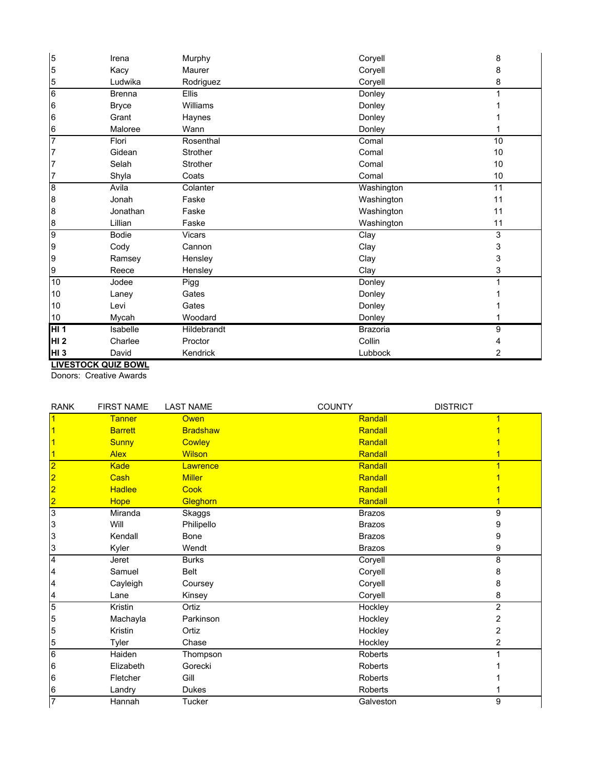| | | | | |
|---|---|---|---|---|
| 5 | Irena | Murphy | Coryell | 8 |
| 5 | Kacy | Maurer | Coryell | 8 |
| 5 | Ludwika | Rodriguez | Coryell | 8 |
| 6 | Brenna | Ellis | Donley | 1 |
| 6 | Bryce | Williams | Donley | 1 |
| 6 | Grant | Haynes | Donley | 1 |
| 6 | Maloree | Wann | Donley | 1 |
| 7 | Flori | Rosenthal | Comal | 10 |
| 7 | Gidean | Strother | Comal | 10 |
| 7 | Selah | Strother | Comal | 10 |
| 7 | Shyla | Coats | Comal | 10 |
| 8 | Avila | Colanter | Washington | 11 |
| 8 | Jonah | Faske | Washington | 11 |
| 8 | Jonathan | Faske | Washington | 11 |
| 8 | Lillian | Faske | Washington | 11 |
| 9 | Bodie | Vicars | Clay | 3 |
| 9 | Cody | Cannon | Clay | 3 |
| 9 | Ramsey | Hensley | Clay | 3 |
| 9 | Reece | Hensley | Clay | 3 |
| 10 | Jodee | Pigg | Donley | 1 |
| 10 | Laney | Gates | Donley | 1 |
| 10 | Levi | Gates | Donley | 1 |
| 10 | Mycah | Woodard | Donley | 1 |
| **HI 1** | Isabelle | Hildebrandt | Brazoria | 9 |
| **HI 2** | Charlee | Proctor | Collin | 4 |
| **HI 3** | David | Kendrick | Lubbock | 2 |

**LIVESTOCK QUIZ BOWL**

Donors: Creative Awards

| RANK | FIRST NAME | LAST NAME | COUNTY | DISTRICT |
|---|---|---|---|---|
| 1 | Tanner | Owen | Randall | 1 |
| 1 | Barrett | Bradshaw | Randall | 1 |
| 1 | Sunny | Cowley | Randall | 1 |
| 1 | Alex | Wilson | Randall | 1 |
| 2 | Kade | Lawrence | Randall | 1 |
| 2 | Cash | Miller | Randall | 1 |
| 2 | Hadlee | Cook | Randall | 1 |
| 2 | Hope | Gleghorn | Randall | 1 |
| 3 | Miranda | Skaggs | Brazos | 9 |
| 3 | Will | Philipello | Brazos | 9 |
| 3 | Kendall | Bone | Brazos | 9 |
| 3 | Kyler | Wendt | Brazos | 9 |
| 4 | Jeret | Burks | Coryell | 8 |
| 4 | Samuel | Belt | Coryell | 8 |
| 4 | Cayleigh | Coursey | Coryell | 8 |
| 4 | Lane | Kinsey | Coryell | 8 |
| 5 | Kristin | Ortiz | Hockley | 2 |
| 5 | Machayla | Parkinson | Hockley | 2 |
| 5 | Kristin | Ortiz | Hockley | 2 |
| 5 | Tyler | Chase | Hockley | 2 |
| 6 | Haiden | Thompson | Roberts | 1 |
| 6 | Elizabeth | Gorecki | Roberts | 1 |
| 6 | Fletcher | Gill | Roberts | 1 |
| 6 | Landry | Dukes | Roberts | 1 |
| 7 | Hannah | Tucker | Galveston | 9 |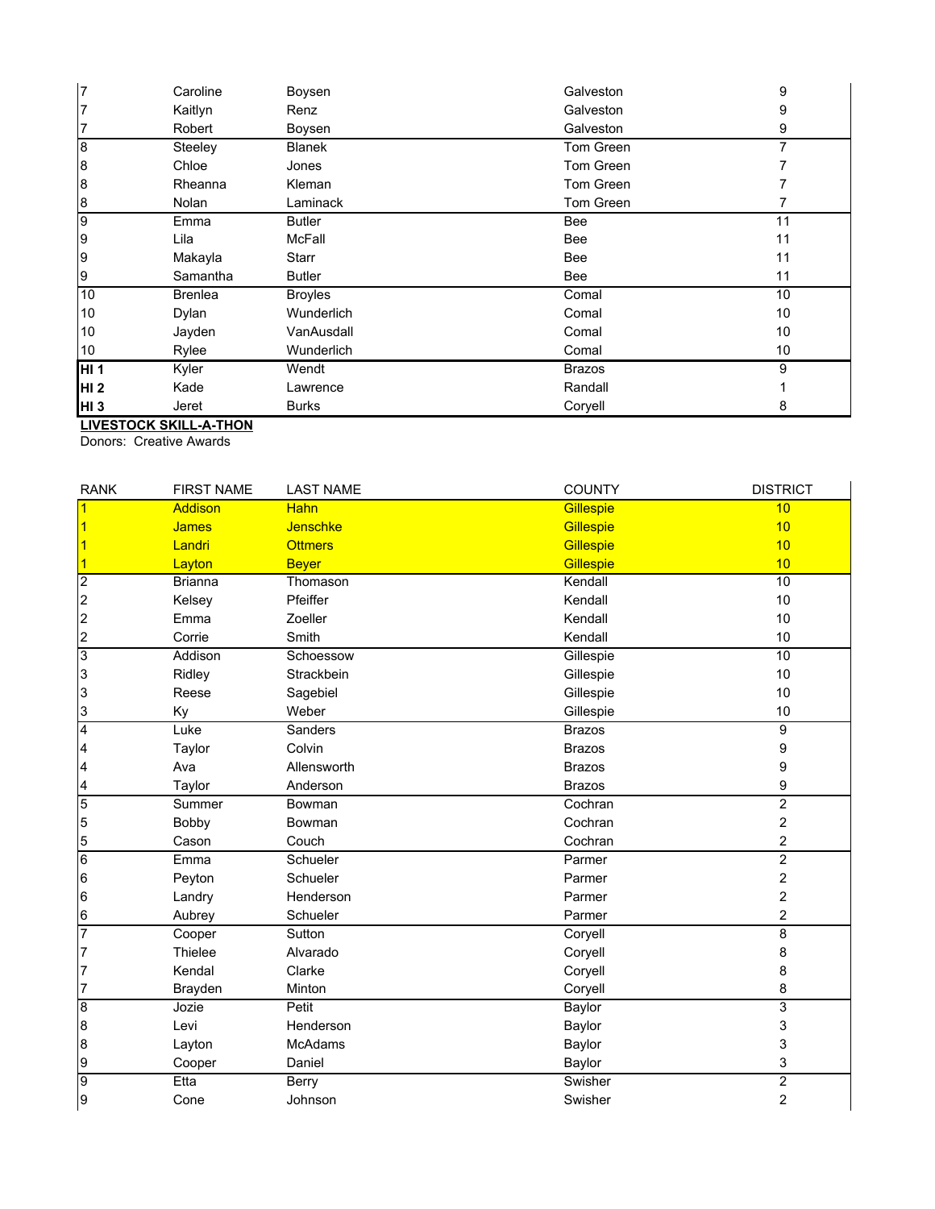| | | | | |
|---|---|---|---|---|
| 7 | Caroline | Boysen | Galveston | 9 |
| 7 | Kaitlyn | Renz | Galveston | 9 |
| 7 | Robert | Boysen | Galveston | 9 |
| 8 | Steeley | Blanek | Tom Green | 7 |
| 8 | Chloe | Jones | Tom Green | 7 |
| 8 | Rheanna | Kleman | Tom Green | 7 |
| 8 | Nolan | Laminack | Tom Green | 7 |
| 9 | Emma | Butler | Bee | 11 |
| 9 | Lila | McFall | Bee | 11 |
| 9 | Makayla | Starr | Bee | 11 |
| 9 | Samantha | Butler | Bee | 11 |
| 10 | Brenlea | Broyles | Comal | 10 |
| 10 | Dylan | Wunderlich | Comal | 10 |
| 10 | Jayden | VanAusdall | Comal | 10 |
| 10 | Rylee | Wunderlich | Comal | 10 |
| **HI 1** | Kyler | Wendt | Brazos | 9 |
| **HI 2** | Kade | Lawrence | Randall | 1 |
| **HI 3** | Jeret | Burks | Coryell | 8 |

**LIVESTOCK SKILL-A-THON**

Donors: Creative Awards

| RANK | FIRST NAME | LAST NAME | COUNTY | DISTRICT |
|---|---|---|---|---|
| 1 | Addison | Hahn | Gillespie | 10 |
| 1 | James | Jenschke | Gillespie | 10 |
| 1 | Landri | Ottmers | Gillespie | 10 |
| 1 | Layton | Beyer | Gillespie | 10 |
| 2 | Brianna | Thomason | Kendall | 10 |
| 2 | Kelsey | Pfeiffer | Kendall | 10 |
| 2 | Emma | Zoeller | Kendall | 10 |
| 2 | Corrie | Smith | Kendall | 10 |
| 3 | Addison | Schoessow | Gillespie | 10 |
| 3 | Ridley | Strackbein | Gillespie | 10 |
| 3 | Reese | Sagebiel | Gillespie | 10 |
| 3 | Ky | Weber | Gillespie | 10 |
| 4 | Luke | Sanders | Brazos | 9 |
| 4 | Taylor | Colvin | Brazos | 9 |
| 4 | Ava | Allensworth | Brazos | 9 |
| 4 | Taylor | Anderson | Brazos | 9 |
| 5 | Summer | Bowman | Cochran | 2 |
| 5 | Bobby | Bowman | Cochran | 2 |
| 5 | Cason | Couch | Cochran | 2 |
| 6 | Emma | Schueler | Parmer | 2 |
| 6 | Peyton | Schueler | Parmer | 2 |
| 6 | Landry | Henderson | Parmer | 2 |
| 6 | Aubrey | Schueler | Parmer | 2 |
| 7 | Cooper | Sutton | Coryell | 8 |
| 7 | Thielee | Alvarado | Coryell | 8 |
| 7 | Kendal | Clarke | Coryell | 8 |
| 7 | Brayden | Minton | Coryell | 8 |
| 8 | Jozie | Petit | Baylor | 3 |
| 8 | Levi | Henderson | Baylor | 3 |
| 8 | Layton | McAdams | Baylor | 3 |
| 9 | Cooper | Daniel | Baylor | 3 |
| 9 | Etta | Berry | Swisher | 2 |
| 9 | Cone | Johnson | Swisher | 2 |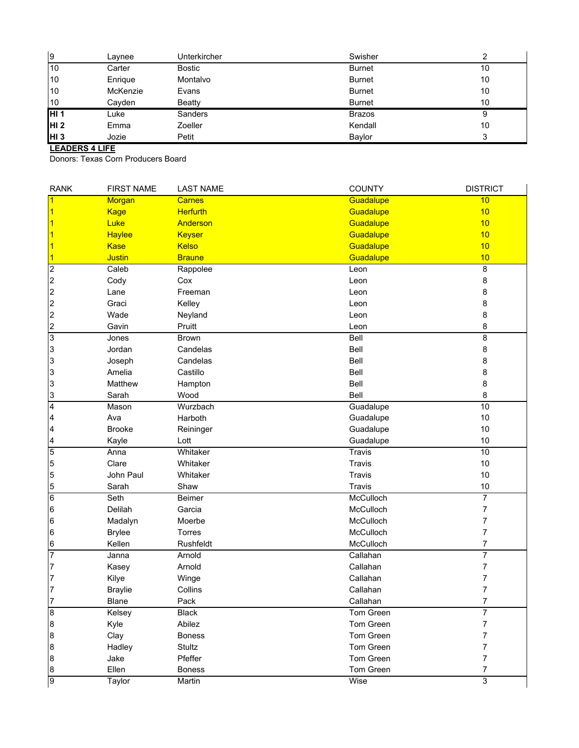| | | | | |
|---|---|---|---|---|
| 9 | Laynee | Unterkircher | Swisher | 2 |
| 10 | Carter | Bostic | Burnet | 10 |
| 10 | Enrique | Montalvo | Burnet | 10 |
| 10 | McKenzie | Evans | Burnet | 10 |
| 10 | Cayden | Beatty | Burnet | 10 |
| **HI 1** | Luke | Sanders | Brazos | 9 |
| **HI 2** | Emma | Zoeller | Kendall | 10 |
| **HI 3** | Jozie | Petit | Baylor | 3 |

**LEADERS 4 LIFE**

Donors: Texas Corn Producers Board

| RANK | FIRST NAME | LAST NAME | COUNTY | DISTRICT |
|---|---|---|---|---|
| 1 | Morgan | Carnes | Guadalupe | 10 |
| 1 | Kage | Herfurth | Guadalupe | 10 |
| 1 | Luke | Anderson | Guadalupe | 10 |
| 1 | Haylee | Keyser | Guadalupe | 10 |
| 1 | Kase | Kelso | Guadalupe | 10 |
| 1 | Justin | Braune | Guadalupe | 10 |
| 2 | Caleb | Rappolee | Leon | 8 |
| 2 | Cody | Cox | Leon | 8 |
| 2 | Lane | Freeman | Leon | 8 |
| 2 | Graci | Kelley | Leon | 8 |
| 2 | Wade | Neyland | Leon | 8 |
| 2 | Gavin | Pruitt | Leon | 8 |
| 3 | Jones | Brown | Bell | 8 |
| 3 | Jordan | Candelas | Bell | 8 |
| 3 | Joseph | Candelas | Bell | 8 |
| 3 | Amelia | Castillo | Bell | 8 |
| 3 | Matthew | Hampton | Bell | 8 |
| 3 | Sarah | Wood | Bell | 8 |
| 4 | Mason | Wurzbach | Guadalupe | 10 |
| 4 | Ava | Harboth | Guadalupe | 10 |
| 4 | Brooke | Reininger | Guadalupe | 10 |
| 4 | Kayle | Lott | Guadalupe | 10 |
| 5 | Anna | Whitaker | Travis | 10 |
| 5 | Clare | Whitaker | Travis | 10 |
| 5 | John Paul | Whitaker | Travis | 10 |
| 5 | Sarah | Shaw | Travis | 10 |
| 6 | Seth | Beimer | McCulloch | 7 |
| 6 | Delilah | Garcia | McCulloch | 7 |
| 6 | Madalyn | Moerbe | McCulloch | 7 |
| 6 | Brylee | Torres | McCulloch | 7 |
| 6 | Kellen | Rushfeldt | McCulloch | 7 |
| 7 | Janna | Arnold | Callahan | 7 |
| 7 | Kasey | Arnold | Callahan | 7 |
| 7 | Kilye | Winge | Callahan | 7 |
| 7 | Braylie | Collins | Callahan | 7 |
| 7 | Blane | Pack | Callahan | 7 |
| 8 | Kelsey | Black | Tom Green | 7 |
| 8 | Kyle | Abilez | Tom Green | 7 |
| 8 | Clay | Boness | Tom Green | 7 |
| 8 | Hadley | Stultz | Tom Green | 7 |
| 8 | Jake | Pfeffer | Tom Green | 7 |
| 8 | Ellen | Boness | Tom Green | 7 |
| 9 | Taylor | Martin | Wise | 3 |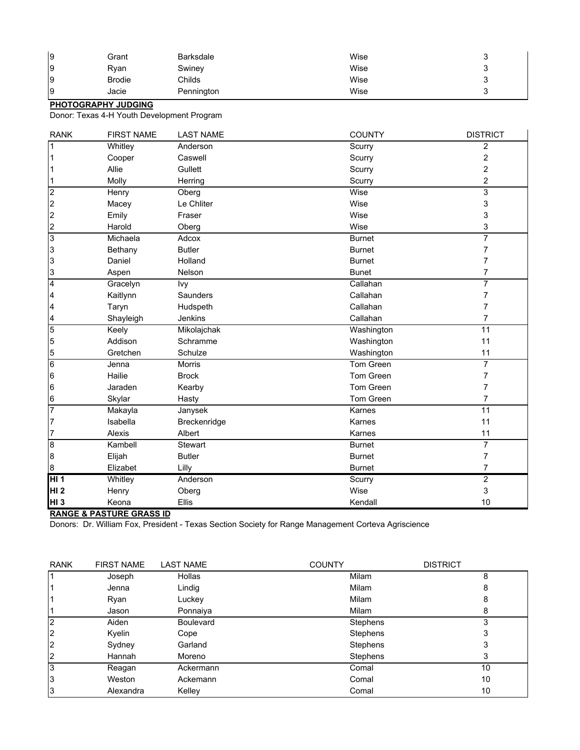| | | | | |
|---|---|---|---|---|
| 9 | Grant | Barksdale | Wise | 3 |
| 9 | Ryan | Swiney | Wise | 3 |
| 9 | Brodie | Childs | Wise | 3 |
| 9 | Jacie | Pennington | Wise | 3 |

**PHOTOGRAPHY JUDGING**

Donor: Texas 4-H Youth Development Program

| RANK | FIRST NAME | LAST NAME | COUNTY | DISTRICT |
|---|---|---|---|---|
| 1 | Whitley | Anderson | Scurry | 2 |
| 1 | Cooper | Caswell | Scurry | 2 |
| 1 | Allie | Gullett | Scurry | 2 |
| 1 | Molly | Herring | Scurry | 2 |
| 2 | Henry | Oberg | Wise | 3 |
| 2 | Macey | Le Chliter | Wise | 3 |
| 2 | Emily | Fraser | Wise | 3 |
| 2 | Harold | Oberg | Wise | 3 |
| 3 | Michaela | Adcox | Burnet | 7 |
| 3 | Bethany | Butler | Burnet | 7 |
| 3 | Daniel | Holland | Burnet | 7 |
| 3 | Aspen | Nelson | Bunet | 7 |
| 4 | Gracelyn | Ivy | Callahan | 7 |
| 4 | Kaitlynn | Saunders | Callahan | 7 |
| 4 | Taryn | Hudspeth | Callahan | 7 |
| 4 | Shayleigh | Jenkins | Callahan | 7 |
| 5 | Keely | Mikolajchak | Washington | 11 |
| 5 | Addison | Schramme | Washington | 11 |
| 5 | Gretchen | Schulze | Washington | 11 |
| 6 | Jenna | Morris | Tom Green | 7 |
| 6 | Hailie | Brock | Tom Green | 7 |
| 6 | Jaraden | Kearby | Tom Green | 7 |
| 6 | Skylar | Hasty | Tom Green | 7 |
| 7 | Makayla | Janysek | Karnes | 11 |
| 7 | Isabella | Breckenridge | Karnes | 11 |
| 7 | Alexis | Albert | Karnes | 11 |
| 8 | Kambell | Stewart | Burnet | 7 |
| 8 | Elijah | Butler | Burnet | 7 |
| 8 | Elizabet | Lilly | Burnet | 7 |
| **HI 1** | Whitley | Anderson | Scurry | 2 |
| **HI 2** | Henry | Oberg | Wise | 3 |
| **HI 3** | Keona | Ellis | Kendall | 10 |

**RANGE & PASTURE GRASS ID**

Donors: Dr. William Fox, President - Texas Section Society for Range Management Corteva Agriscience

| RANK | FIRST NAME | LAST NAME | COUNTY | DISTRICT |
|---|---|---|---|---|
| 1 | Joseph | Hollas | Milam | 8 |
| 1 | Jenna | Lindig | Milam | 8 |
| 1 | Ryan | Luckey | Milam | 8 |
| 1 | Jason | Ponnaiya | Milam | 8 |
| 2 | Aiden | Boulevard | Stephens | 3 |
| 2 | Kyelin | Cope | Stephens | 3 |
| 2 | Sydney | Garland | Stephens | 3 |
| 2 | Hannah | Moreno | Stephens | 3 |
| 3 | Reagan | Ackermann | Comal | 10 |
| 3 | Weston | Ackemann | Comal | 10 |
| 3 | Alexandra | Kelley | Comal | 10 |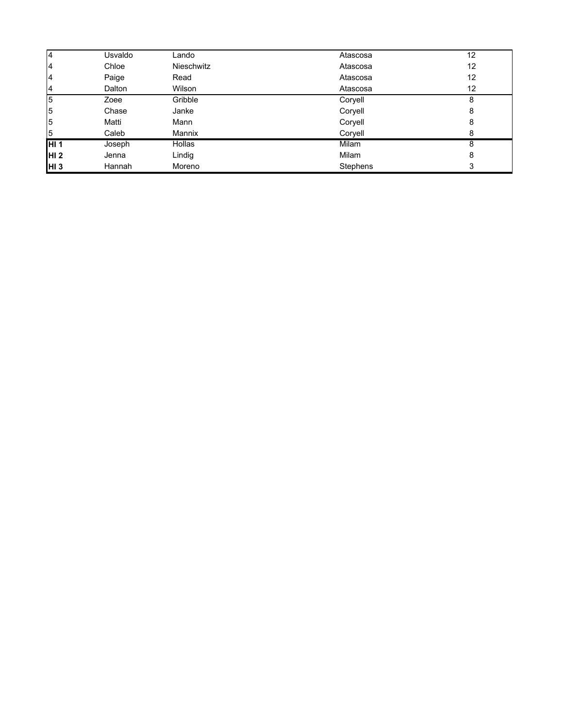| | | | | |
|---|---|---|---|---|
| 4 | Usvaldo | Lando | Atascosa | 12 |
| 4 | Chloe | Nieschwitz | Atascosa | 12 |
| 4 | Paige | Read | Atascosa | 12 |
| 4 | Dalton | Wilson | Atascosa | 12 |
| 5 | Zoee | Gribble | Coryell | 8 |
| 5 | Chase | Janke | Coryell | 8 |
| 5 | Matti | Mann | Coryell | 8 |
| 5 | Caleb | Mannix | Coryell | 8 |
| **HI 1** | Joseph | Hollas | Milam | 8 |
| **HI 2** | Jenna | Lindig | Milam | 8 |
| **HI 3** | Hannah | Moreno | Stephens | 3 |